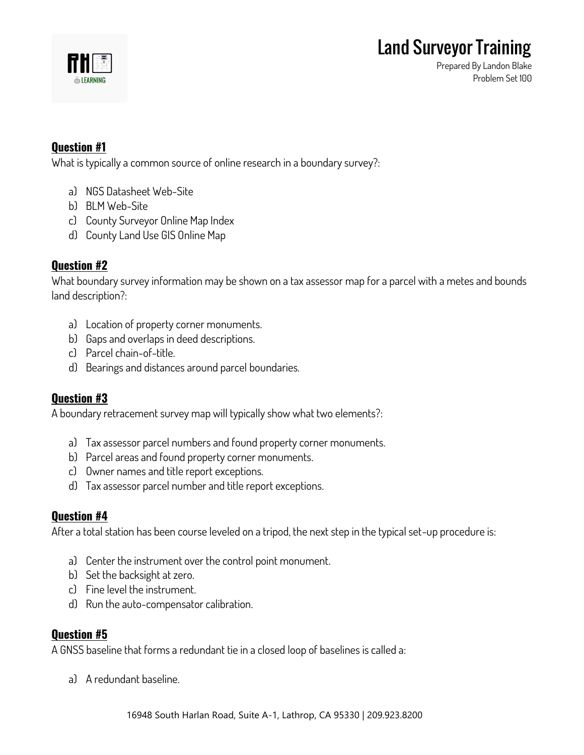# Land Surveyor Training

Prepared By Landon Blake
Problem Set 100

## Question #1

What is typically a common source of online research in a boundary survey?:

a) NGS Datasheet Web-Site
b) BLM Web-Site
c) County Surveyor Online Map Index
d) County Land Use GIS Online Map

## Question #2

What boundary survey information may be shown on a tax assessor map for a parcel with a metes and bounds land description?:

a) Location of property corner monuments.
b) Gaps and overlaps in deed descriptions.
c) Parcel chain-of-title.
d) Bearings and distances around parcel boundaries.

## Question #3

A boundary retracement survey map will typically show what two elements?:

a) Tax assessor parcel numbers and found property corner monuments.
b) Parcel areas and found property corner monuments.
c) Owner names and title report exceptions.
d) Tax assessor parcel number and title report exceptions.

## Question #4

After a total station has been course leveled on a tripod, the next step in the typical set-up procedure is:

a) Center the instrument over the control point monument.
b) Set the backsight at zero.
c) Fine level the instrument.
d) Run the auto-compensator calibration.

## Question #5

A GNSS baseline that forms a redundant tie in a closed loop of baselines is called a:

a) A redundant baseline.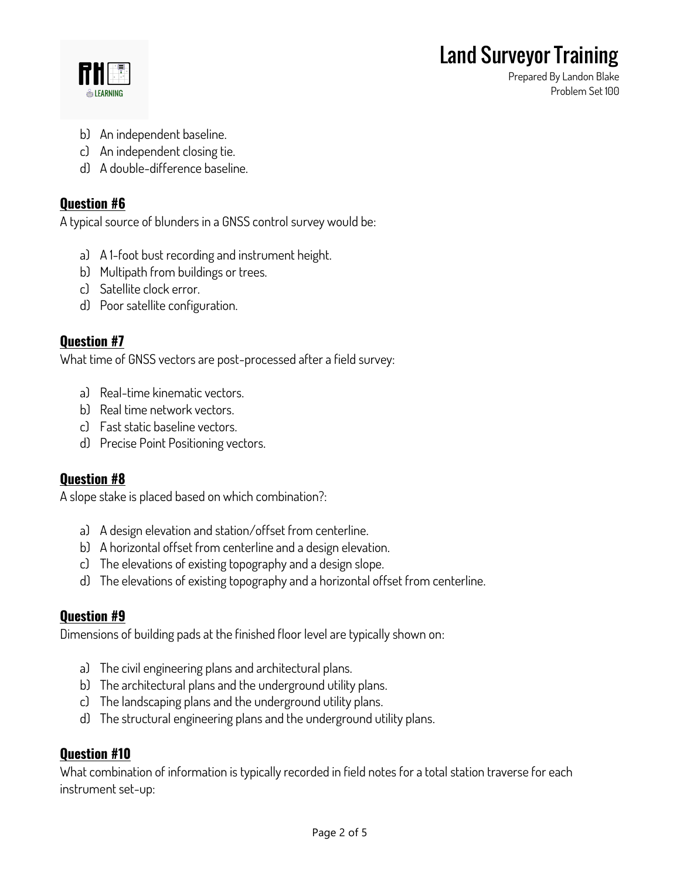b) An independent baseline.
c) An independent closing tie.
d) A double-difference baseline.

## Question #6

A typical source of blunders in a GNSS control survey would be:

a) A 1-foot bust recording and instrument height.
b) Multipath from buildings or trees.
c) Satellite clock error.
d) Poor satellite configuration.

## Question #7

What time of GNSS vectors are post-processed after a field survey:

a) Real-time kinematic vectors.
b) Real time network vectors.
c) Fast static baseline vectors.
d) Precise Point Positioning vectors.

## Question #8

A slope stake is placed based on which combination?:

a) A design elevation and station/offset from centerline.
b) A horizontal offset from centerline and a design elevation.
c) The elevations of existing topography and a design slope.
d) The elevations of existing topography and a horizontal offset from centerline.

## Question #9

Dimensions of building pads at the finished floor level are typically shown on:

a) The civil engineering plans and architectural plans.
b) The architectural plans and the underground utility plans.
c) The landscaping plans and the underground utility plans.
d) The structural engineering plans and the underground utility plans.

## Question #10

What combination of information is typically recorded in field notes for a total station traverse for each instrument set-up: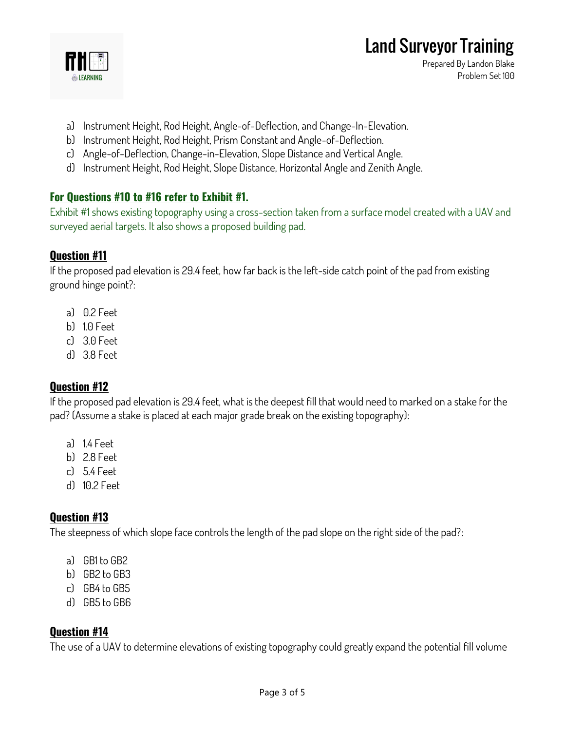a) Instrument Height, Rod Height, Angle-of-Deflection, and Change-In-Elevation.
b) Instrument Height, Rod Height, Prism Constant and Angle-of-Deflection.
c) Angle-of-Deflection, Change-in-Elevation, Slope Distance and Vertical Angle.
d) Instrument Height, Rod Height, Slope Distance, Horizontal Angle and Zenith Angle.

## For Questions #10 to #16 refer to Exhibit #1.

Exhibit #1 shows existing topography using a cross-section taken from a surface model created with a UAV and surveyed aerial targets. It also shows a proposed building pad.

## Question #11

If the proposed pad elevation is 29.4 feet, how far back is the left-side catch point of the pad from existing ground hinge point?:

a) 0.2 Feet
b) 1.0 Feet
c) 3.0 Feet
d) 3.8 Feet

## Question #12

If the proposed pad elevation is 29.4 feet, what is the deepest fill that would need to marked on a stake for the pad? (Assume a stake is placed at each major grade break on the existing topography):

a) 1.4 Feet
b) 2.8 Feet
c) 5.4 Feet
d) 10.2 Feet

## Question #13

The steepness of which slope face controls the length of the pad slope on the right side of the pad?:

a) GB1 to GB2
b) GB2 to GB3
c) GB4 to GB5
d) GB5 to GB6

## Question #14

The use of a UAV to determine elevations of existing topography could greatly expand the potential fill volume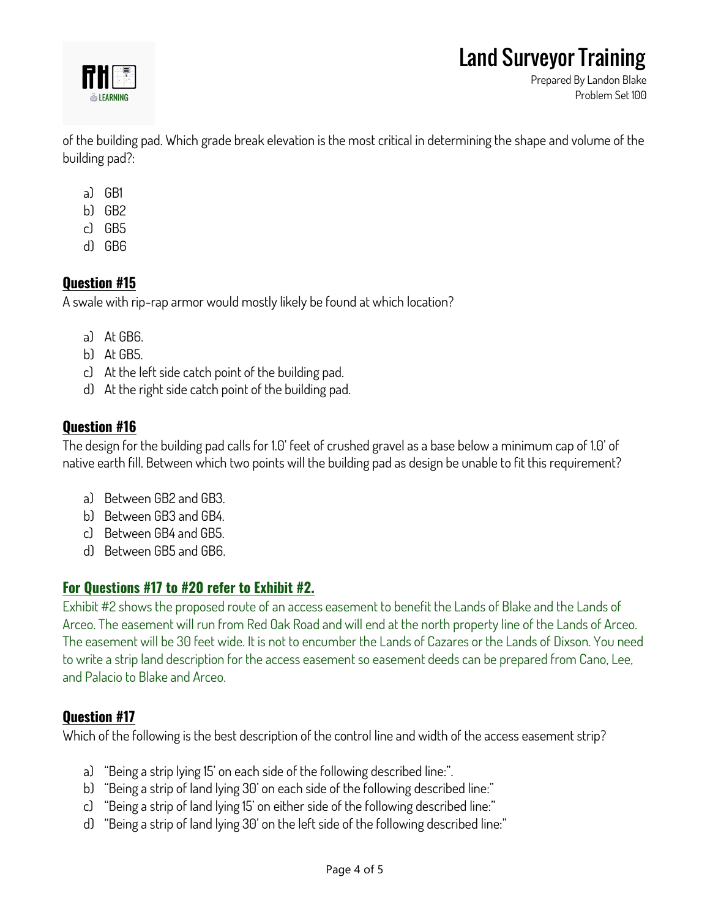of the building pad. Which grade break elevation is the most critical in determining the shape and volume of the building pad?:

a) GB1
b) GB2
c) GB5
d) GB6

## Question #15

A swale with rip-rap armor would mostly likely be found at which location?

a) At GB6.
b) At GB5.
c) At the left side catch point of the building pad.
d) At the right side catch point of the building pad.

## Question #16

The design for the building pad calls for 1.0' feet of crushed gravel as a base below a minimum cap of 1.0' of native earth fill. Between which two points will the building pad as design be unable to fit this requirement?

a) Between GB2 and GB3.
b) Between GB3 and GB4.
c) Between GB4 and GB5.
d) Between GB5 and GB6.

## For Questions #17 to #20 refer to Exhibit #2.

Exhibit #2 shows the proposed route of an access easement to benefit the Lands of Blake and the Lands of Arceo. The easement will run from Red Oak Road and will end at the north property line of the Lands of Arceo. The easement will be 30 feet wide. It is not to encumber the Lands of Cazares or the Lands of Dixson. You need to write a strip land description for the access easement so easement deeds can be prepared from Cano, Lee, and Palacio to Blake and Arceo.

## Question #17

Which of the following is the best description of the control line and width of the access easement strip?

a) "Being a strip lying 15' on each side of the following described line:".
b) "Being a strip of land lying 30' on each side of the following described line:"
c) "Being a strip of land lying 15' on either side of the following described line:"
d) "Being a strip of land lying 30' on the left side of the following described line:"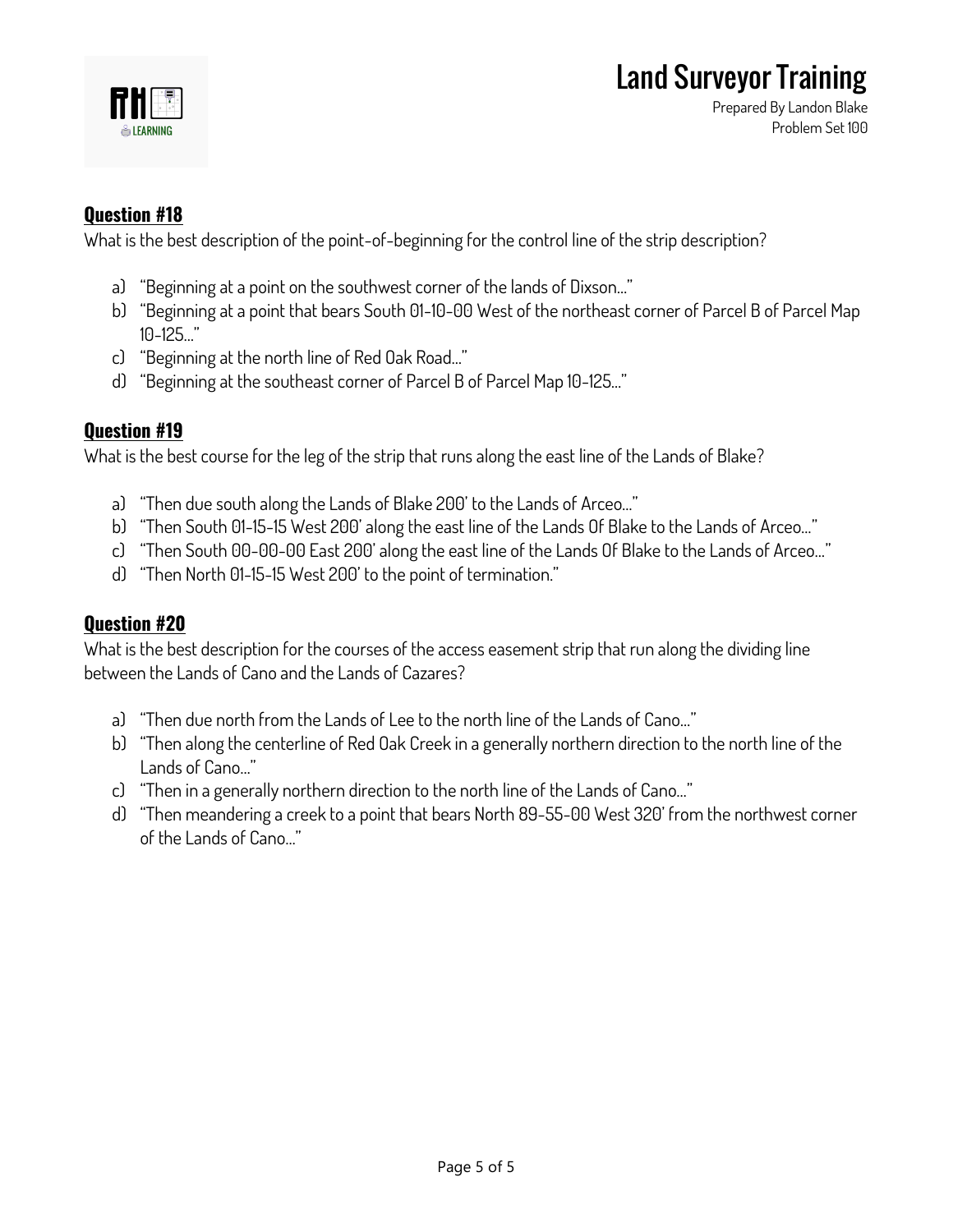## Question #18

What is the best description of the point-of-beginning for the control line of the strip description?

a) "Beginning at a point on the southwest corner of the lands of Dixson…"
b) "Beginning at a point that bears South 01-10-00 West of the northeast corner of Parcel B of Parcel Map 10-125…"
c) "Beginning at the north line of Red Oak Road…"
d) "Beginning at the southeast corner of Parcel B of Parcel Map 10-125…"

## Question #19

What is the best course for the leg of the strip that runs along the east line of the Lands of Blake?

a) "Then due south along the Lands of Blake 200' to the Lands of Arceo…"
b) "Then South 01-15-15 West 200' along the east line of the Lands Of Blake to the Lands of Arceo…"
c) "Then South 00-00-00 East 200' along the east line of the Lands Of Blake to the Lands of Arceo…"
d) "Then North 01-15-15 West 200' to the point of termination."

## Question #20

What is the best description for the courses of the access easement strip that run along the dividing line between the Lands of Cano and the Lands of Cazares?

a) "Then due north from the Lands of Lee to the north line of the Lands of Cano…"
b) "Then along the centerline of Red Oak Creek in a generally northern direction to the north line of the Lands of Cano…"
c) "Then in a generally northern direction to the north line of the Lands of Cano…"
d) "Then meandering a creek to a point that bears North 89-55-00 West 320' from the northwest corner of the Lands of Cano…"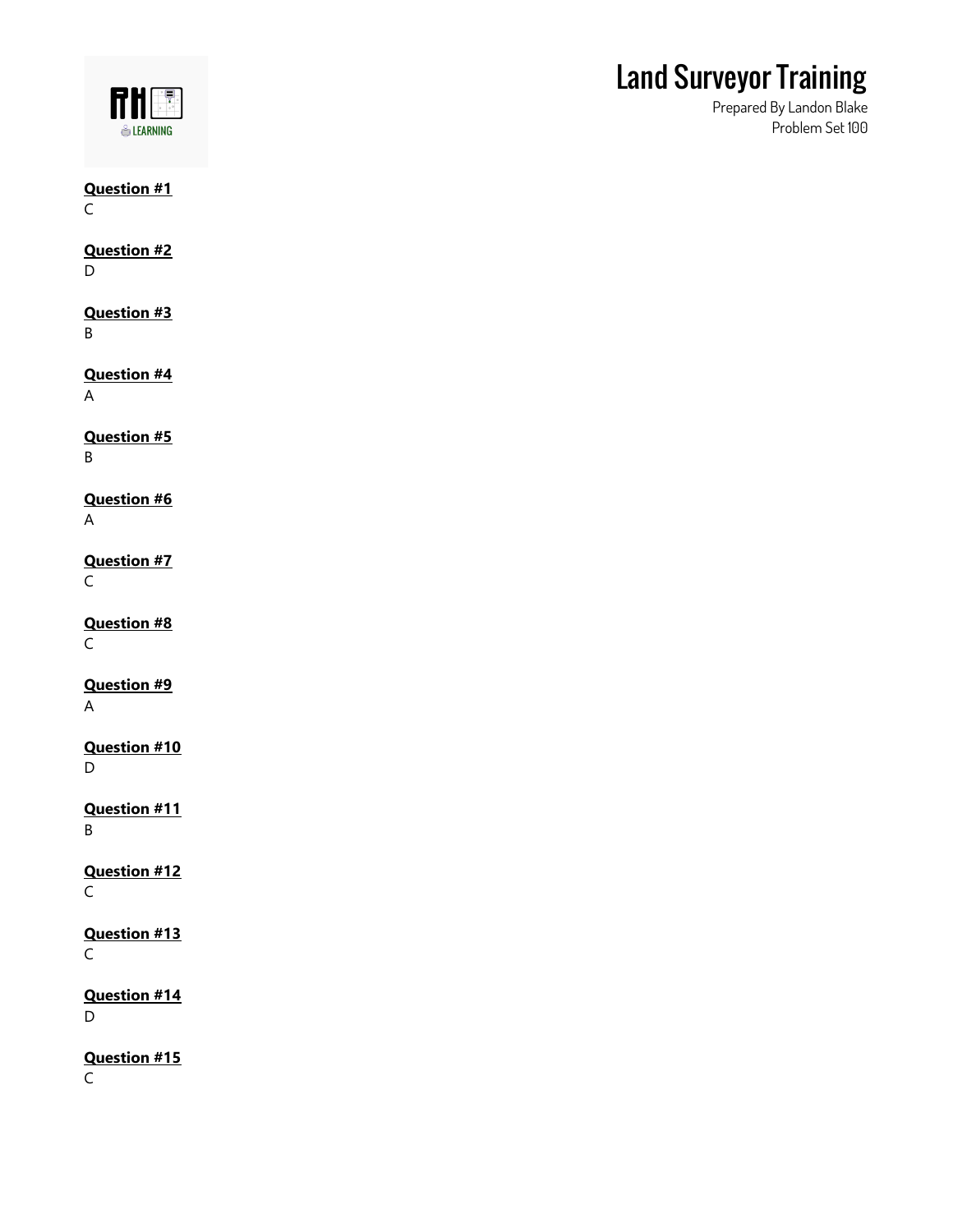# Land Surveyor Training

Prepared By Landon Blake
Problem Set 100

**Question #1**
C

**Question #2**
D

**Question #3**
B

**Question #4**
A

**Question #5**
B

**Question #6**
A

**Question #7**
C

**Question #8**
C

**Question #9**
A

**Question #10**
D

**Question #11**
B

**Question #12**
C

**Question #13**
C

**Question #14**
D

**Question #15**
C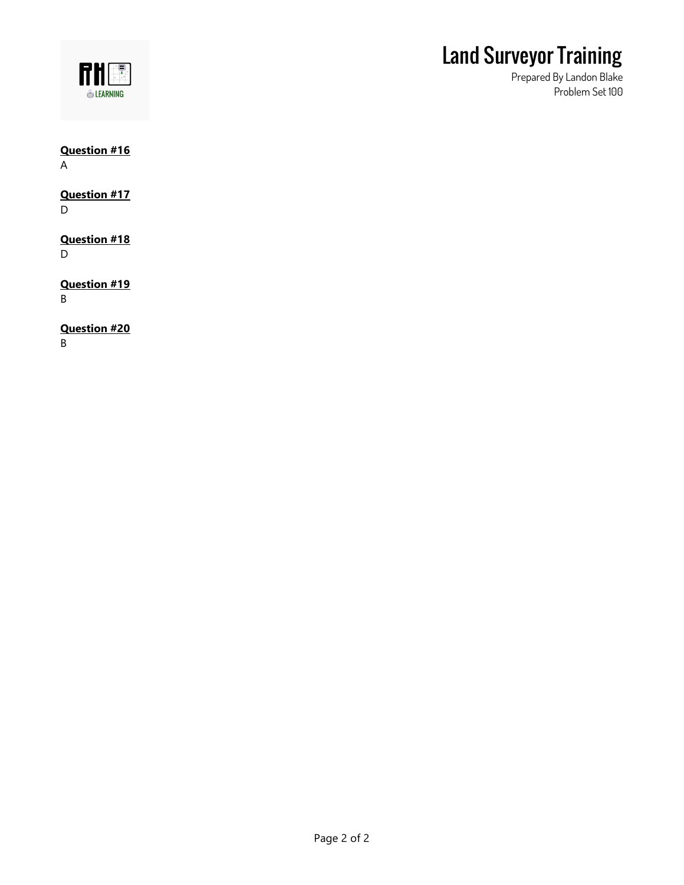**Question #16**
A

**Question #17**
D

**Question #18**
D

**Question #19**
B

**Question #20**
B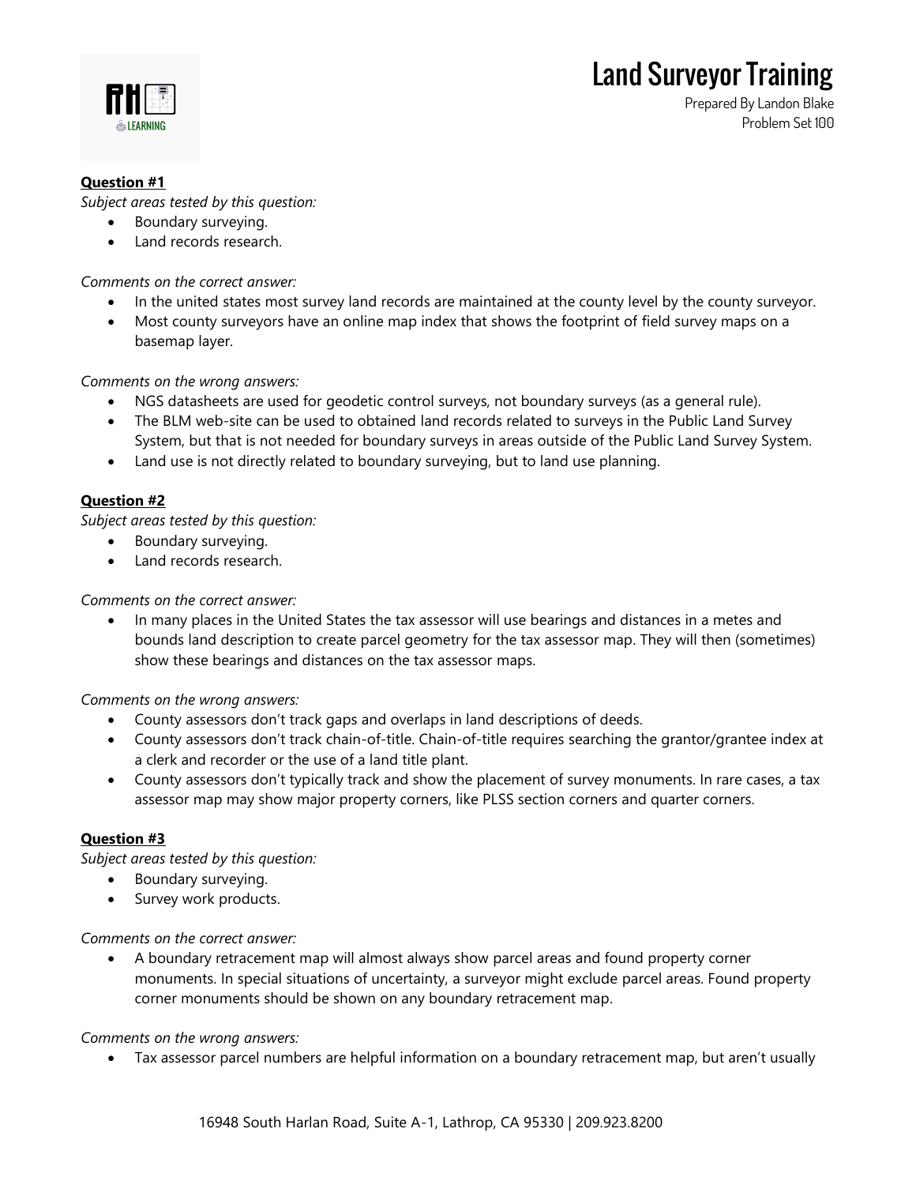**Question #1**

*Subject areas tested by this question:*

- Boundary surveying.
- Land records research.

*Comments on the correct answer:*

- In the united states most survey land records are maintained at the county level by the county surveyor.
- Most county surveyors have an online map index that shows the footprint of field survey maps on a basemap layer.

*Comments on the wrong answers:*

- NGS datasheets are used for geodetic control surveys, not boundary surveys (as a general rule).
- The BLM web-site can be used to obtained land records related to surveys in the Public Land Survey System, but that is not needed for boundary surveys in areas outside of the Public Land Survey System.
- Land use is not directly related to boundary surveying, but to land use planning.

**Question #2**

*Subject areas tested by this question:*

- Boundary surveying.
- Land records research.

*Comments on the correct answer:*

- In many places in the United States the tax assessor will use bearings and distances in a metes and bounds land description to create parcel geometry for the tax assessor map. They will then (sometimes) show these bearings and distances on the tax assessor maps.

*Comments on the wrong answers:*

- County assessors don't track gaps and overlaps in land descriptions of deeds.
- County assessors don't track chain-of-title. Chain-of-title requires searching the grantor/grantee index at a clerk and recorder or the use of a land title plant.
- County assessors don't typically track and show the placement of survey monuments. In rare cases, a tax assessor map may show major property corners, like PLSS section corners and quarter corners.

**Question #3**

*Subject areas tested by this question:*

- Boundary surveying.
- Survey work products.

*Comments on the correct answer:*

- A boundary retracement map will almost always show parcel areas and found property corner monuments. In special situations of uncertainty, a surveyor might exclude parcel areas. Found property corner monuments should be shown on any boundary retracement map.

*Comments on the wrong answers:*

- Tax assessor parcel numbers are helpful information on a boundary retracement map, but aren't usually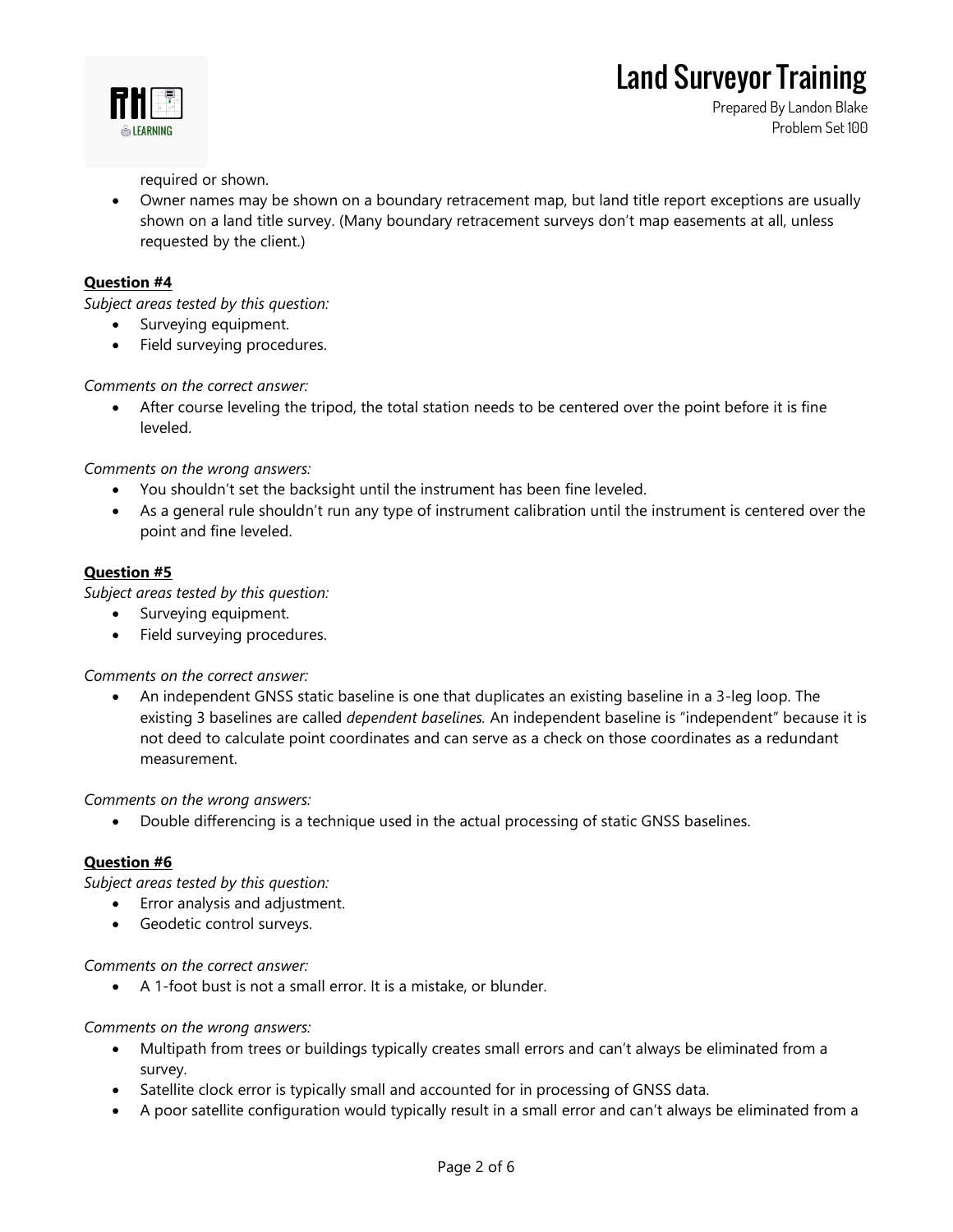required or shown.

- Owner names may be shown on a boundary retracement map, but land title report exceptions are usually shown on a land title survey. (Many boundary retracement surveys don't map easements at all, unless requested by the client.)

**Question #4**

*Subject areas tested by this question:*

- Surveying equipment.
- Field surveying procedures.

*Comments on the correct answer:*

- After course leveling the tripod, the total station needs to be centered over the point before it is fine leveled.

*Comments on the wrong answers:*

- You shouldn't set the backsight until the instrument has been fine leveled.
- As a general rule shouldn't run any type of instrument calibration until the instrument is centered over the point and fine leveled.

**Question #5**

*Subject areas tested by this question:*

- Surveying equipment.
- Field surveying procedures.

*Comments on the correct answer:*

- An independent GNSS static baseline is one that duplicates an existing baseline in a 3-leg loop. The existing 3 baselines are called *dependent baselines.* An independent baseline is "independent" because it is not deed to calculate point coordinates and can serve as a check on those coordinates as a redundant measurement.

*Comments on the wrong answers:*

- Double differencing is a technique used in the actual processing of static GNSS baselines.

**Question #6**

*Subject areas tested by this question:*

- Error analysis and adjustment.
- Geodetic control surveys.

*Comments on the correct answer:*

- A 1-foot bust is not a small error. It is a mistake, or blunder.

*Comments on the wrong answers:*

- Multipath from trees or buildings typically creates small errors and can't always be eliminated from a survey.
- Satellite clock error is typically small and accounted for in processing of GNSS data.
- A poor satellite configuration would typically result in a small error and can't always be eliminated from a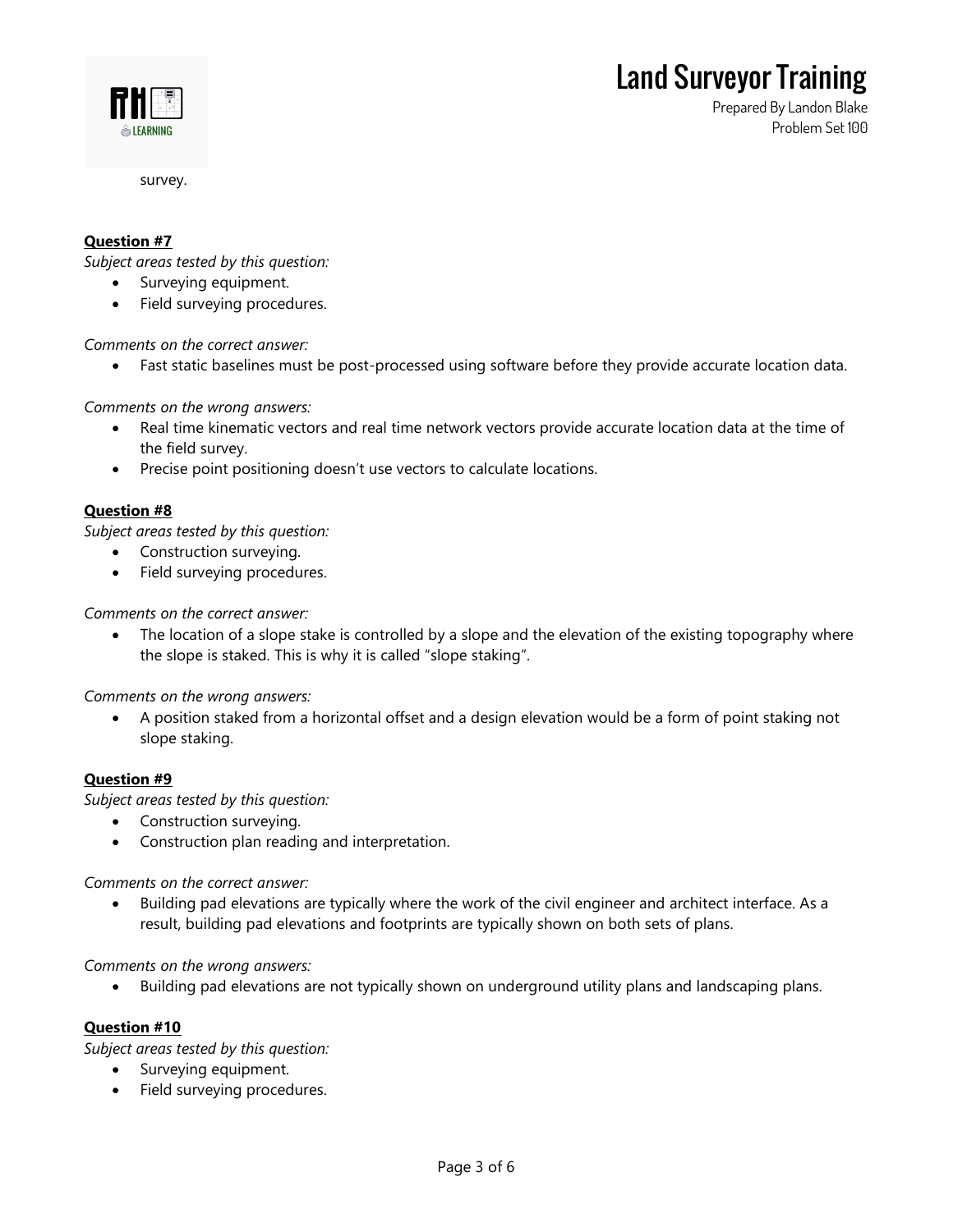survey.

**Question #7**

*Subject areas tested by this question:*

- Surveying equipment.
- Field surveying procedures.

*Comments on the correct answer:*

- Fast static baselines must be post-processed using software before they provide accurate location data.

*Comments on the wrong answers:*

- Real time kinematic vectors and real time network vectors provide accurate location data at the time of the field survey.
- Precise point positioning doesn't use vectors to calculate locations.

**Question #8**

*Subject areas tested by this question:*

- Construction surveying.
- Field surveying procedures.

*Comments on the correct answer:*

- The location of a slope stake is controlled by a slope and the elevation of the existing topography where the slope is staked. This is why it is called "slope staking".

*Comments on the wrong answers:*

- A position staked from a horizontal offset and a design elevation would be a form of point staking not slope staking.

**Question #9**

*Subject areas tested by this question:*

- Construction surveying.
- Construction plan reading and interpretation.

*Comments on the correct answer:*

- Building pad elevations are typically where the work of the civil engineer and architect interface. As a result, building pad elevations and footprints are typically shown on both sets of plans.

*Comments on the wrong answers:*

- Building pad elevations are not typically shown on underground utility plans and landscaping plans.

**Question #10**

*Subject areas tested by this question:*

- Surveying equipment.
- Field surveying procedures.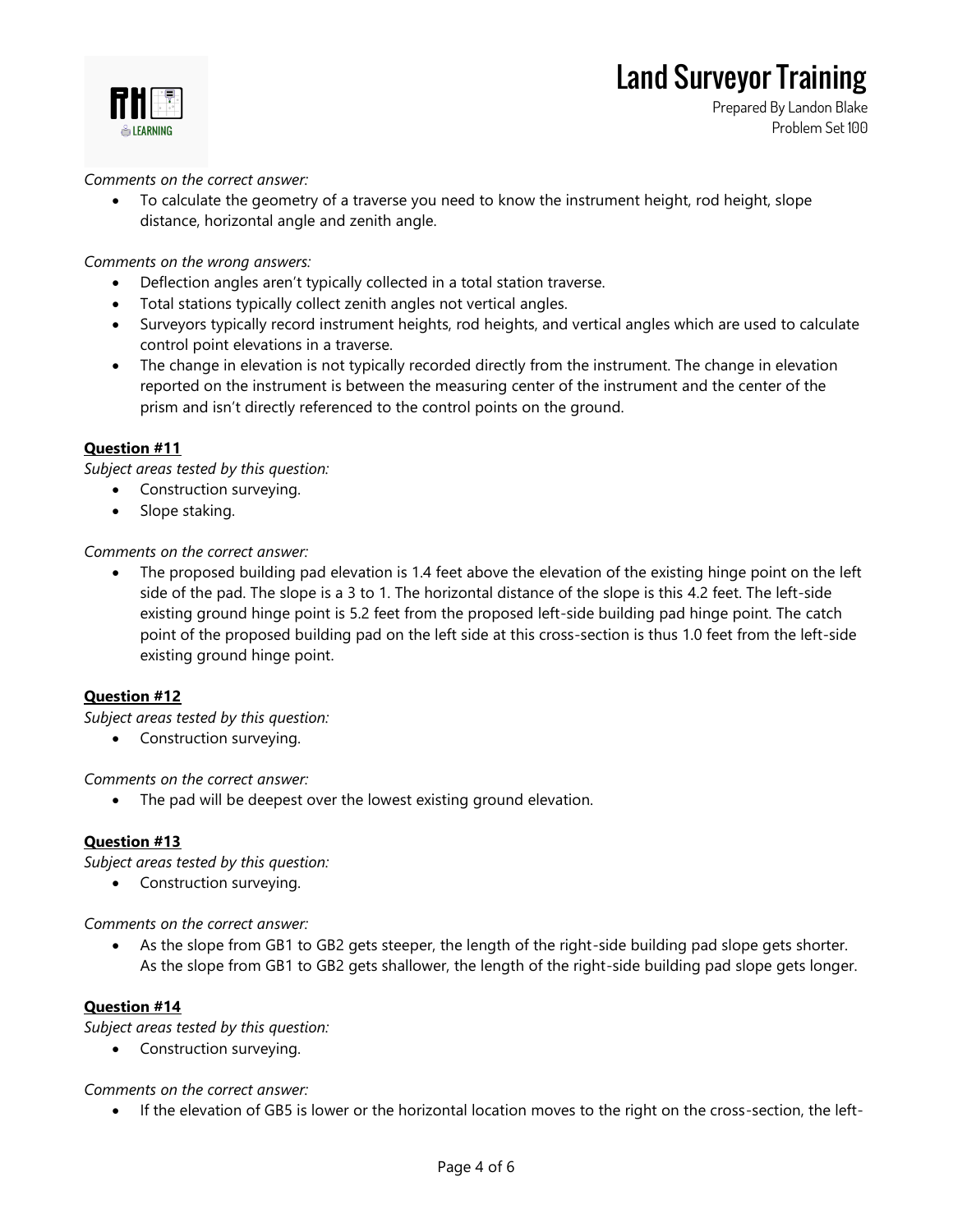*Comments on the correct answer:*

- To calculate the geometry of a traverse you need to know the instrument height, rod height, slope distance, horizontal angle and zenith angle.

*Comments on the wrong answers:*

- Deflection angles aren't typically collected in a total station traverse.
- Total stations typically collect zenith angles not vertical angles.
- Surveyors typically record instrument heights, rod heights, and vertical angles which are used to calculate control point elevations in a traverse.
- The change in elevation is not typically recorded directly from the instrument. The change in elevation reported on the instrument is between the measuring center of the instrument and the center of the prism and isn't directly referenced to the control points on the ground.

**Question #11**

*Subject areas tested by this question:*

- Construction surveying.
- Slope staking.

*Comments on the correct answer:*

- The proposed building pad elevation is 1.4 feet above the elevation of the existing hinge point on the left side of the pad. The slope is a 3 to 1. The horizontal distance of the slope is this 4.2 feet. The left-side existing ground hinge point is 5.2 feet from the proposed left-side building pad hinge point. The catch point of the proposed building pad on the left side at this cross-section is thus 1.0 feet from the left-side existing ground hinge point.

**Question #12**

*Subject areas tested by this question:*

- Construction surveying.

*Comments on the correct answer:*

- The pad will be deepest over the lowest existing ground elevation.

**Question #13**

*Subject areas tested by this question:*

- Construction surveying.

*Comments on the correct answer:*

- As the slope from GB1 to GB2 gets steeper, the length of the right-side building pad slope gets shorter. As the slope from GB1 to GB2 gets shallower, the length of the right-side building pad slope gets longer.

**Question #14**

*Subject areas tested by this question:*

- Construction surveying.

*Comments on the correct answer:*

- If the elevation of GB5 is lower or the horizontal location moves to the right on the cross-section, the left-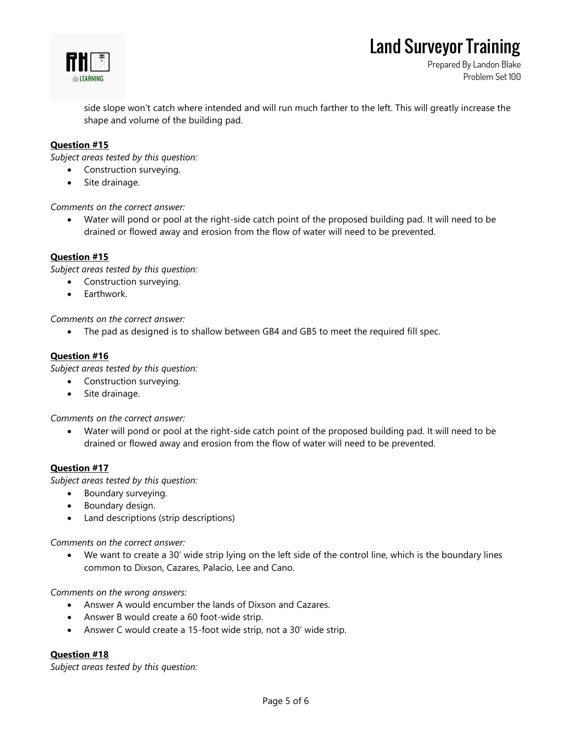side slope won't catch where intended and will run much farther to the left. This will greatly increase the shape and volume of the building pad.

**Question #15**

*Subject areas tested by this question:*

- Construction surveying.
- Site drainage.

*Comments on the correct answer:*

- Water will pond or pool at the right-side catch point of the proposed building pad. It will need to be drained or flowed away and erosion from the flow of water will need to be prevented.

**Question #15**

*Subject areas tested by this question:*

- Construction surveying.
- Earthwork.

*Comments on the correct answer:*

- The pad as designed is to shallow between GB4 and GB5 to meet the required fill spec.

**Question #16**

*Subject areas tested by this question:*

- Construction surveying.
- Site drainage.

*Comments on the correct answer:*

- Water will pond or pool at the right-side catch point of the proposed building pad. It will need to be drained or flowed away and erosion from the flow of water will need to be prevented.

**Question #17**

*Subject areas tested by this question:*

- Boundary surveying.
- Boundary design.
- Land descriptions (strip descriptions)

*Comments on the correct answer:*

- We want to create a 30' wide strip lying on the left side of the control line, which is the boundary lines common to Dixson, Cazares, Palacio, Lee and Cano.

*Comments on the wrong answers:*

- Answer A would encumber the lands of Dixson and Cazares.
- Answer B would create a 60 foot-wide strip.
- Answer C would create a 15-foot wide strip, not a 30' wide strip.

**Question #18**

*Subject areas tested by this question:*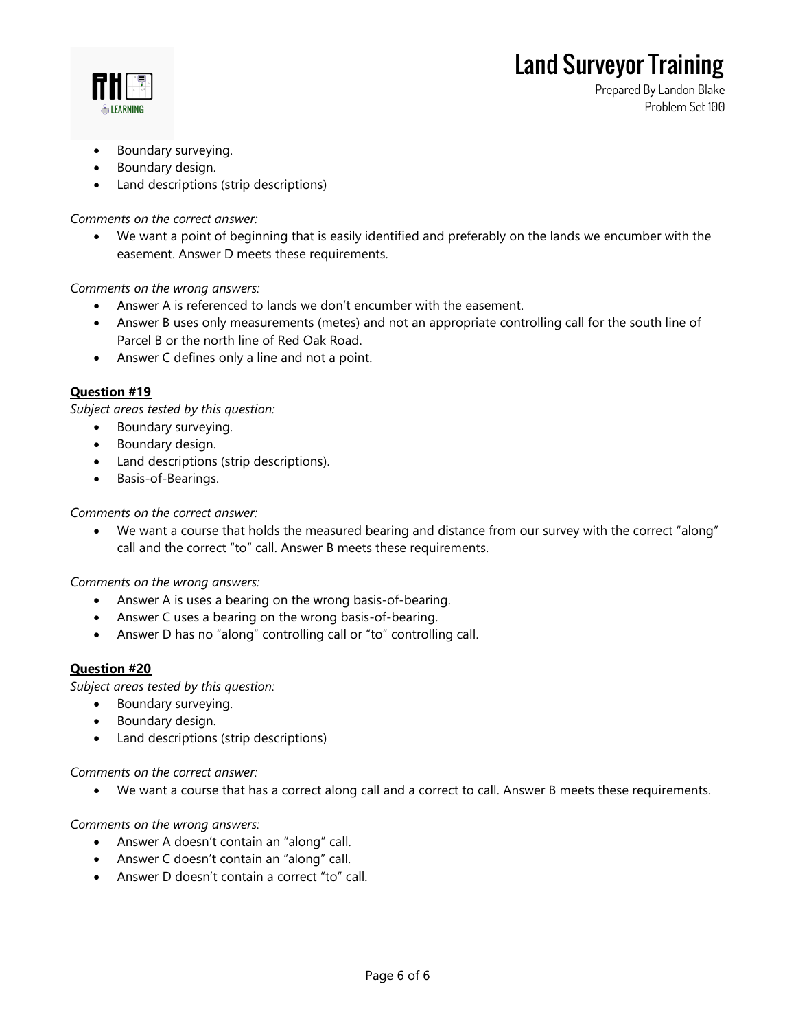- Boundary surveying.
- Boundary design.
- Land descriptions (strip descriptions)

*Comments on the correct answer:*

- We want a point of beginning that is easily identified and preferably on the lands we encumber with the easement. Answer D meets these requirements.

*Comments on the wrong answers:*

- Answer A is referenced to lands we don't encumber with the easement.
- Answer B uses only measurements (metes) and not an appropriate controlling call for the south line of Parcel B or the north line of Red Oak Road.
- Answer C defines only a line and not a point.

**Question #19**

*Subject areas tested by this question:*

- Boundary surveying.
- Boundary design.
- Land descriptions (strip descriptions).
- Basis-of-Bearings.

*Comments on the correct answer:*

- We want a course that holds the measured bearing and distance from our survey with the correct "along" call and the correct "to" call. Answer B meets these requirements.

*Comments on the wrong answers:*

- Answer A is uses a bearing on the wrong basis-of-bearing.
- Answer C uses a bearing on the wrong basis-of-bearing.
- Answer D has no "along" controlling call or "to" controlling call.

**Question #20**

*Subject areas tested by this question:*

- Boundary surveying.
- Boundary design.
- Land descriptions (strip descriptions)

*Comments on the correct answer:*

- We want a course that has a correct along call and a correct to call. Answer B meets these requirements.

*Comments on the wrong answers:*

- Answer A doesn't contain an "along" call.
- Answer C doesn't contain an "along" call.
- Answer D doesn't contain a correct "to" call.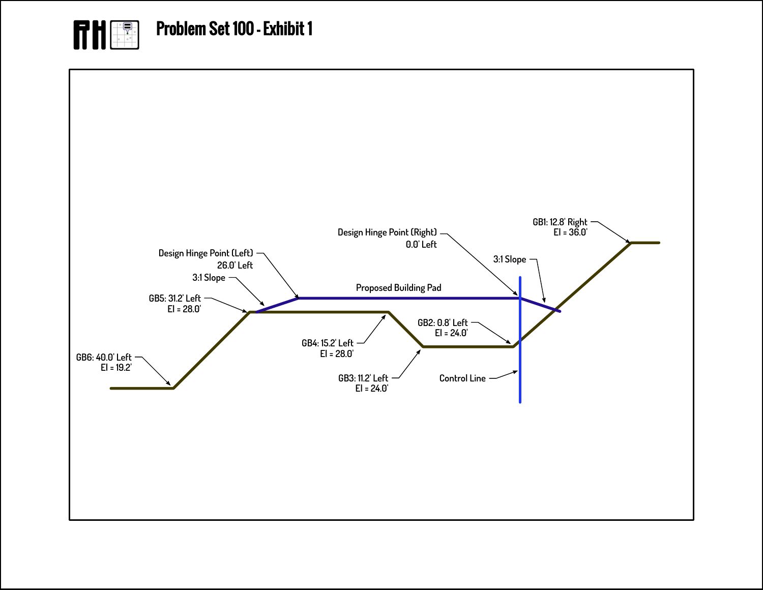# Problem Set 100 - Exhibit 1

Design Hinge Point (Left)
26.0' Left

3:1 Slope

GB5: 31.2' Left
El = 28.0'

GB6: 40.0' Left
El = 19.2'

Design Hinge Point (Right)
0.0' Left

Proposed Building Pad

GB4: 15.2' Left
El = 28.0'

GB3: 11.2' Left
El = 24.0'

GB2: 0.8' Left
El = 24.0'

Control Line

GB1: 12.8' Right
El = 36.0'

3:1 Slope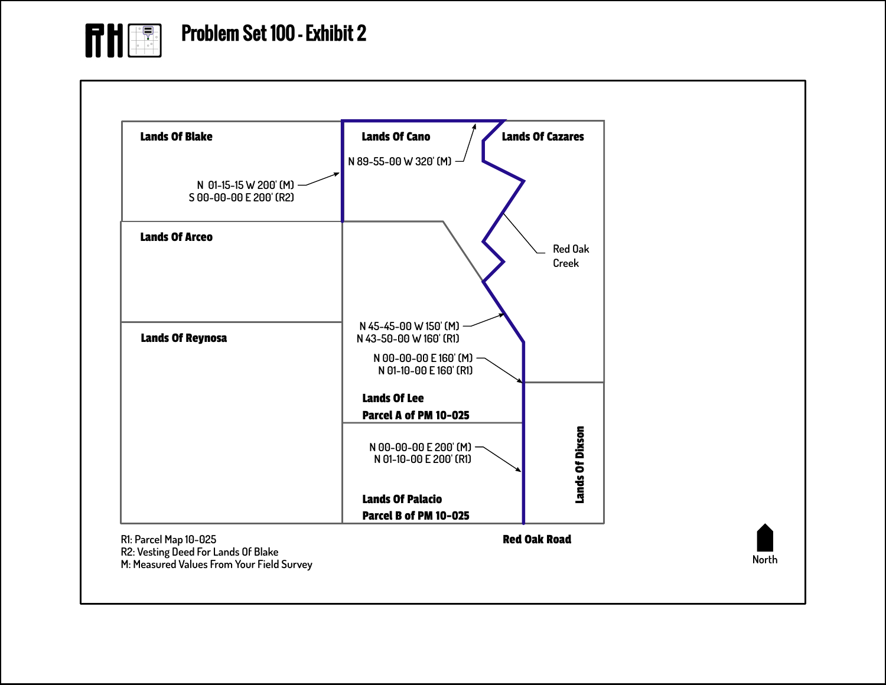# Problem Set 100 - Exhibit 2

Lands Of Blake

Lands Of Cano

Lands Of Cazares

N 89-55-00 W 320' (M)

N 01-15-15 W 200' (M)
S 00-00-00 E 200' (R2)

Lands Of Arceo

Red Oak
Creek

Lands Of Reynosa

N 45-45-00 W 150' (M)
N 43-50-00 W 160' (R1)

N 00-00-00 E 160' (M)
N 01-10-00 E 160' (R1)

Lands Of Lee
Parcel A of PM 10-025

N 00-00-00 E 200' (M)
N 01-10-00 E 200' (R1)

Lands Of Dixson

Lands Of Palacio
Parcel B of PM 10-025

Red Oak Road

R1: Parcel Map 10-025
R2: Vesting Deed For Lands Of Blake
M: Measured Values From Your Field Survey

North